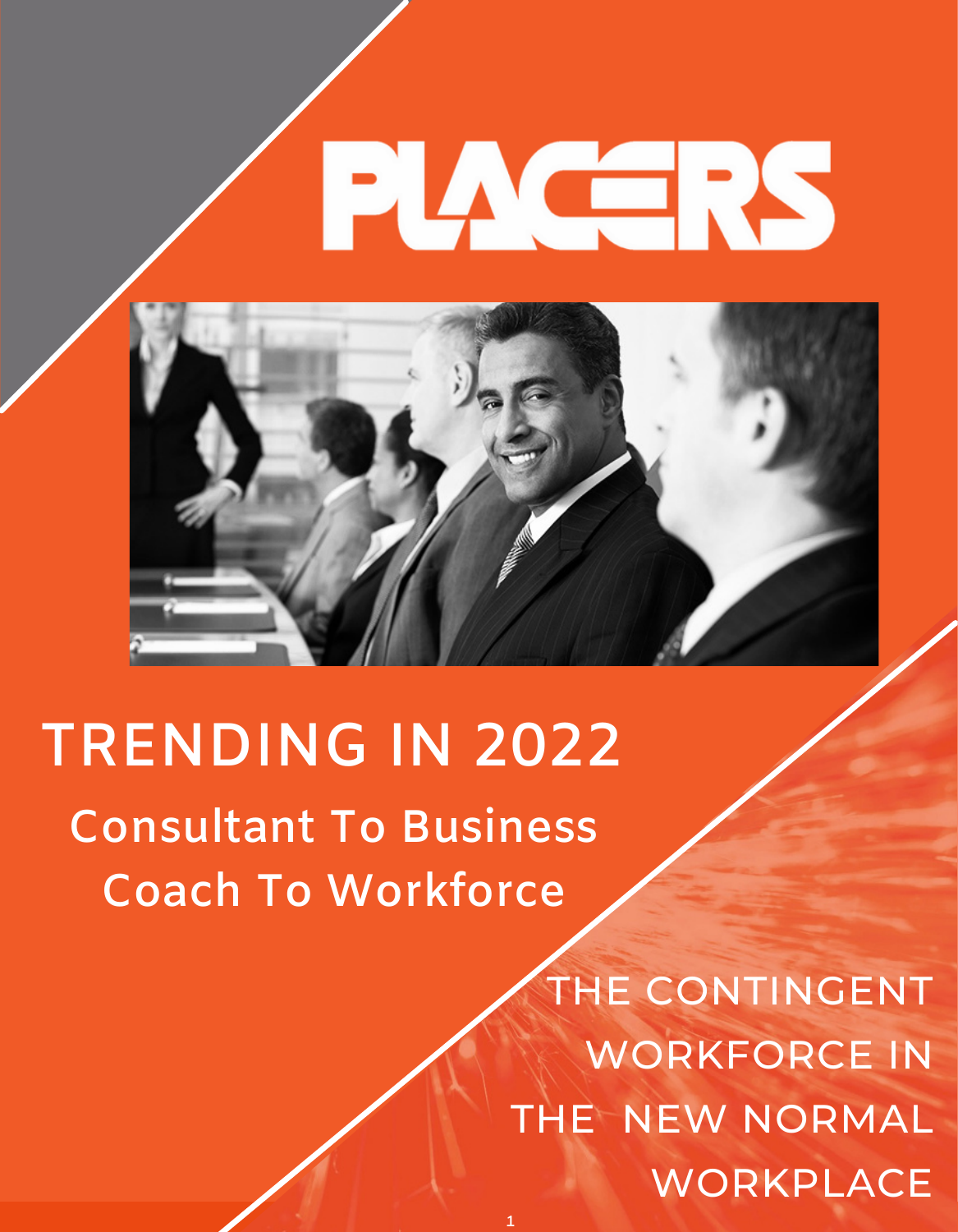PLACERS

# TRENDING IN 2022

## Consultant To Business
## Coach To Workforce

THE CONTINGENT WORKFORCE IN THE NEW NORMAL WORKPLACE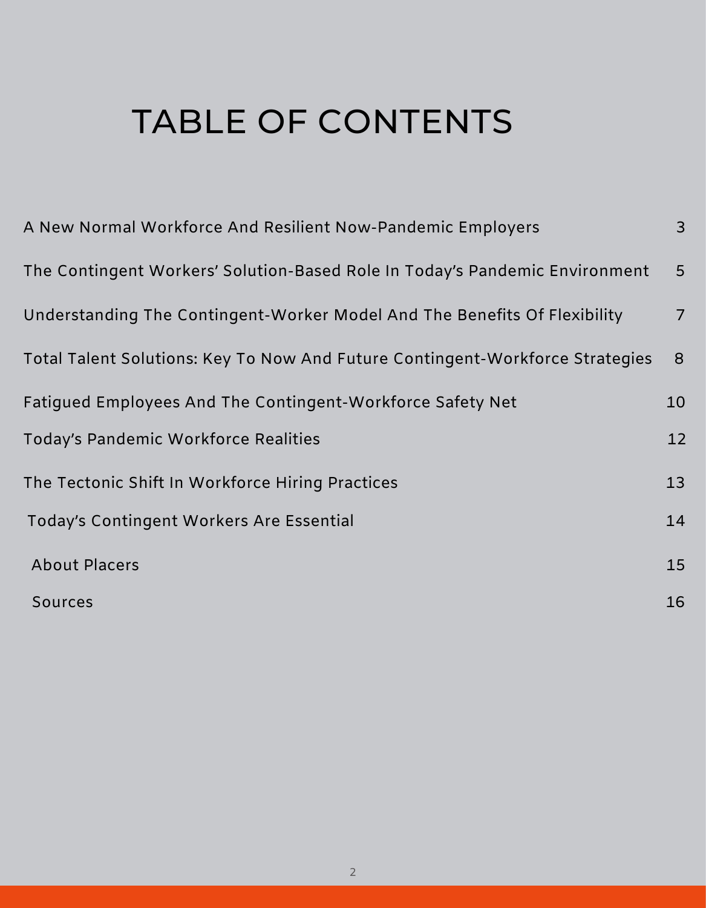# TABLE OF CONTENTS

| | |
|---|---|
| A New Normal Workforce And Resilient Now-Pandemic Employers | 3 |
| The Contingent Workers' Solution-Based Role In Today's Pandemic Environment | 5 |
| Understanding The Contingent-Worker Model And The Benefits Of Flexibility | 7 |
| Total Talent Solutions: Key To Now And Future Contingent-Workforce Strategies | 8 |
| Fatigued Employees And The Contingent-Workforce Safety Net | 10 |
| Today's Pandemic Workforce Realities | 12 |
| The Tectonic Shift In Workforce Hiring Practices | 13 |
| Today's Contingent Workers Are Essential | 14 |
| About Placers | 15 |
| Sources | 16 |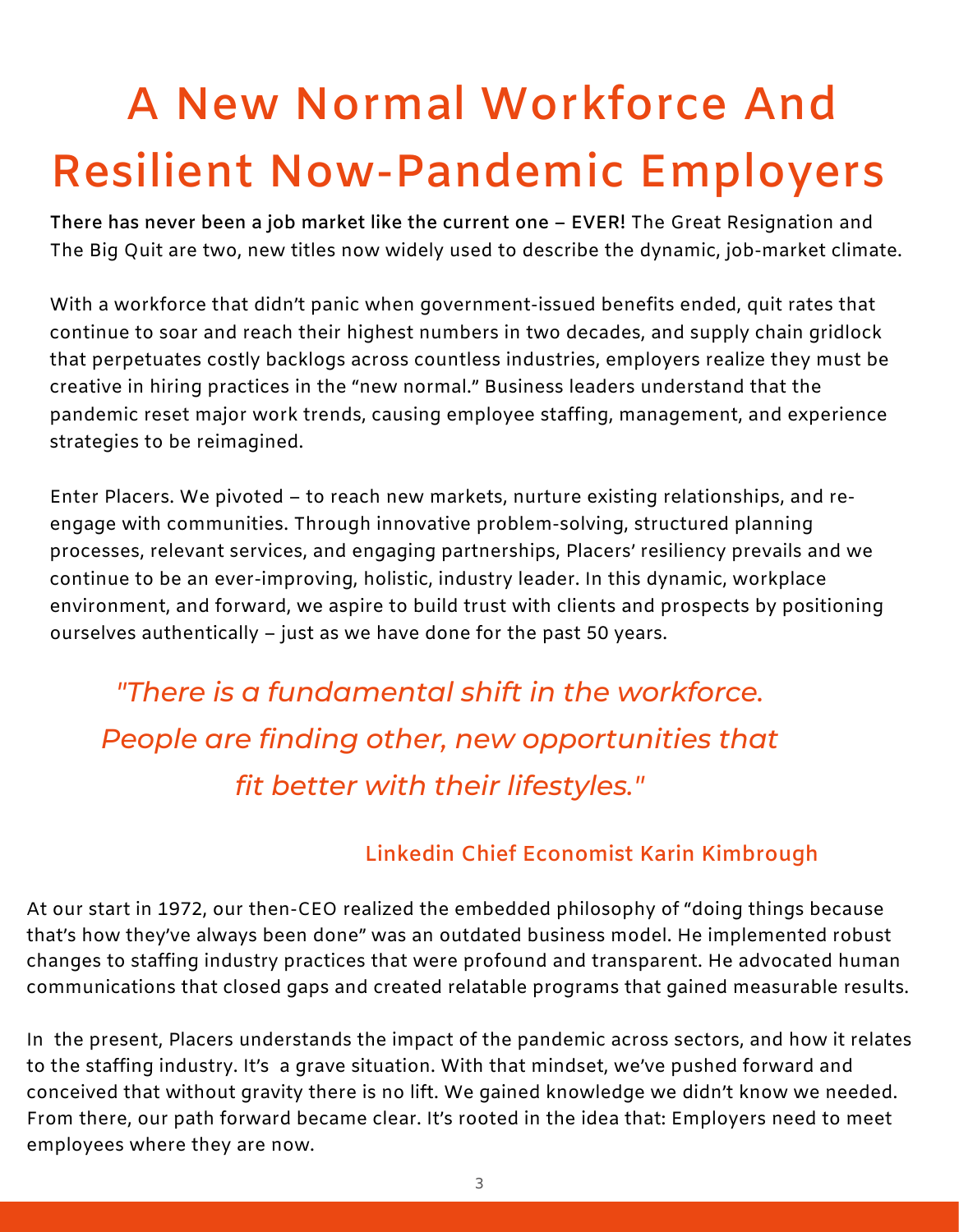# A New Normal Workforce And Resilient Now-Pandemic Employers

**There has never been a job market like the current one – EVER!** The Great Resignation and The Big Quit are two, new titles now widely used to describe the dynamic, job-market climate.

With a workforce that didn't panic when government-issued benefits ended, quit rates that continue to soar and reach their highest numbers in two decades, and supply chain gridlock that perpetuates costly backlogs across countless industries, employers realize they must be creative in hiring practices in the "new normal." Business leaders understand that the pandemic reset major work trends, causing employee staffing, management, and experience strategies to be reimagined.

Enter Placers. We pivoted – to reach new markets, nurture existing relationships, and re-engage with communities. Through innovative problem-solving, structured planning processes, relevant services, and engaging partnerships, Placers' resiliency prevails and we continue to be an ever-improving, holistic, industry leader. In this dynamic, workplace environment, and forward, we aspire to build trust with clients and prospects by positioning ourselves authentically – just as we have done for the past 50 years.

> *"There is a fundamental shift in the workforce. People are finding other, new opportunities that fit better with their lifestyles."*
>
> **Linkedin Chief Economist Karin Kimbrough**

At our start in 1972, our then-CEO realized the embedded philosophy of "doing things because that's how they've always been done" was an outdated business model. He implemented robust changes to staffing industry practices that were profound and transparent. He advocated human communications that closed gaps and created relatable programs that gained measurable results.

In the present, Placers understands the impact of the pandemic across sectors, and how it relates to the staffing industry. It's a grave situation. With that mindset, we've pushed forward and conceived that without gravity there is no lift. We gained knowledge we didn't know we needed. From there, our path forward became clear. It's rooted in the idea that: Employers need to meet employees where they are now.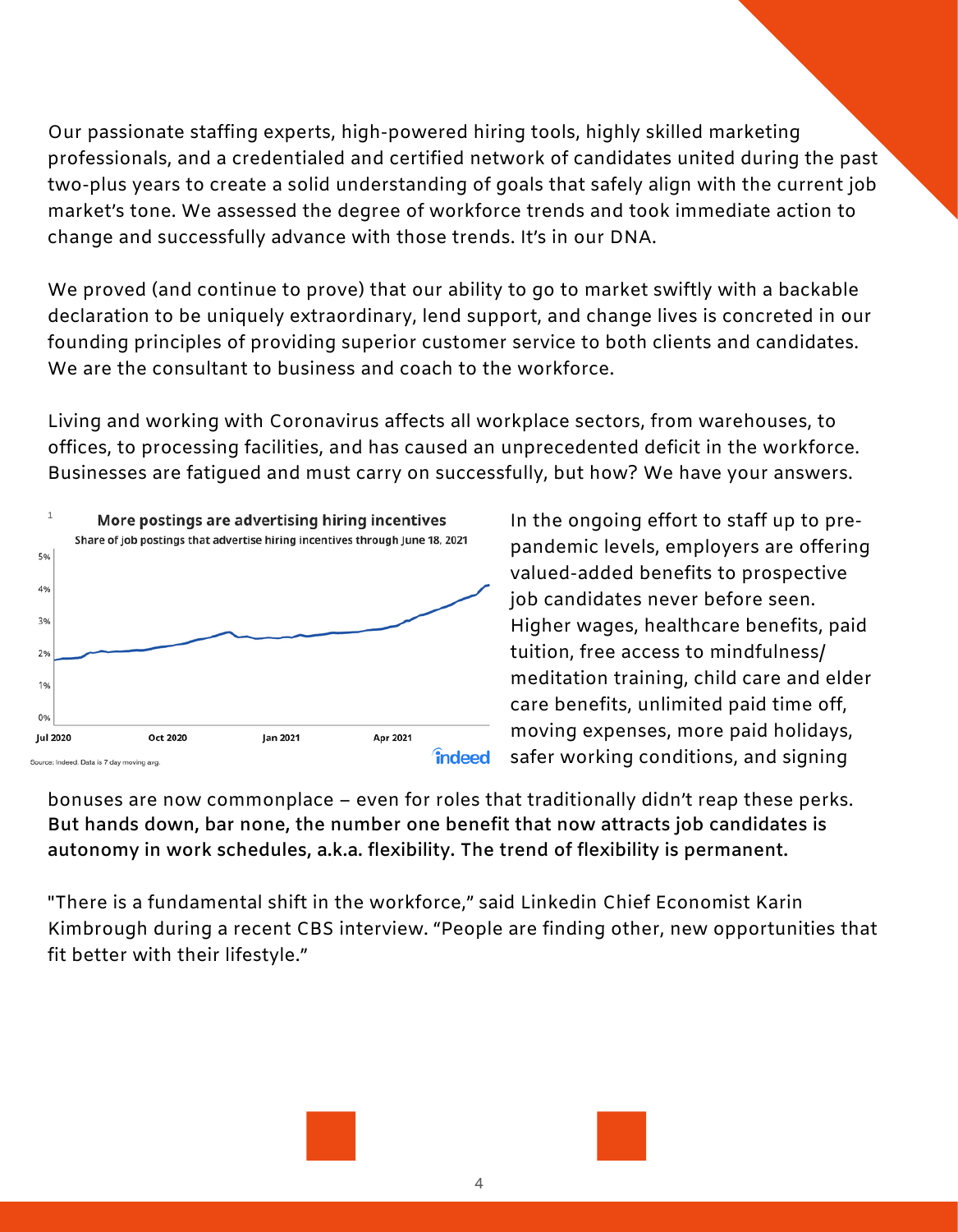Our passionate staffing experts, high-powered hiring tools, highly skilled marketing professionals, and a credentialed and certified network of candidates united during the past two-plus years to create a solid understanding of goals that safely align with the current job market's tone. We assessed the degree of workforce trends and took immediate action to change and successfully advance with those trends. It's in our DNA.

We proved (and continue to prove) that our ability to go to market swiftly with a backable declaration to be uniquely extraordinary, lend support, and change lives is concreted in our founding principles of providing superior customer service to both clients and candidates. We are the consultant to business and coach to the workforce.

Living and working with Coronavirus affects all workplace sectors, from warehouses, to offices, to processing facilities, and has caused an unprecedented deficit in the workforce. Businesses are fatigued and must carry on successfully, but how? We have your answers.

**More postings are advertising hiring incentives**

Share of job postings that advertise hiring incentives through June 18, 2021

Source: Indeed. Data is 7 day moving avg.

In the ongoing effort to staff up to pre-pandemic levels, employers are offering valued-added benefits to prospective job candidates never before seen. Higher wages, healthcare benefits, paid tuition, free access to mindfulness/ meditation training, child care and elder care benefits, unlimited paid time off, moving expenses, more paid holidays, safer working conditions, and signing bonuses are now commonplace – even for roles that traditionally didn't reap these perks. **But hands down, bar none, the number one benefit that now attracts job candidates is autonomy in work schedules, a.k.a. flexibility. The trend of flexibility is permanent.**

"There is a fundamental shift in the workforce," said Linkedin Chief Economist Karin Kimbrough during a recent CBS interview. "People are finding other, new opportunities that fit better with their lifestyle."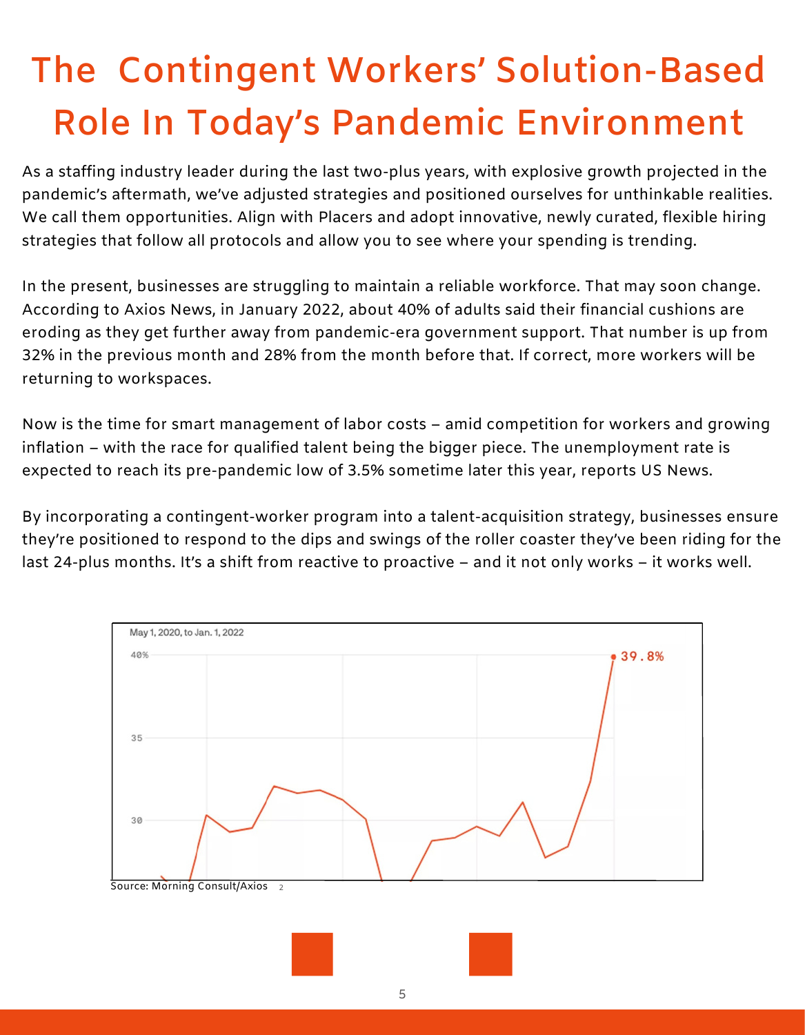# The Contingent Workers' Solution-Based Role In Today's Pandemic Environment

As a staffing industry leader during the last two-plus years, with explosive growth projected in the pandemic's aftermath, we've adjusted strategies and positioned ourselves for unthinkable realities. We call them opportunities. Align with Placers and adopt innovative, newly curated, flexible hiring strategies that follow all protocols and allow you to see where your spending is trending.

In the present, businesses are struggling to maintain a reliable workforce. That may soon change. According to Axios News, in January 2022, about 40% of adults said their financial cushions are eroding as they get further away from pandemic-era government support. That number is up from 32% in the previous month and 28% from the month before that. If correct, more workers will be returning to workspaces.

Now is the time for smart management of labor costs – amid competition for workers and growing inflation – with the race for qualified talent being the bigger piece. The unemployment rate is expected to reach its pre-pandemic low of 3.5% sometime later this year, reports US News.

By incorporating a contingent-worker program into a talent-acquisition strategy, businesses ensure they're positioned to respond to the dips and swings of the roller coaster they've been riding for the last 24-plus months. It's a shift from reactive to proactive – and it not only works – it works well.

May 1, 2020, to Jan. 1, 2022

40% | 35 | 30 | 39.8%

Source: Morning Consult/Axios [2]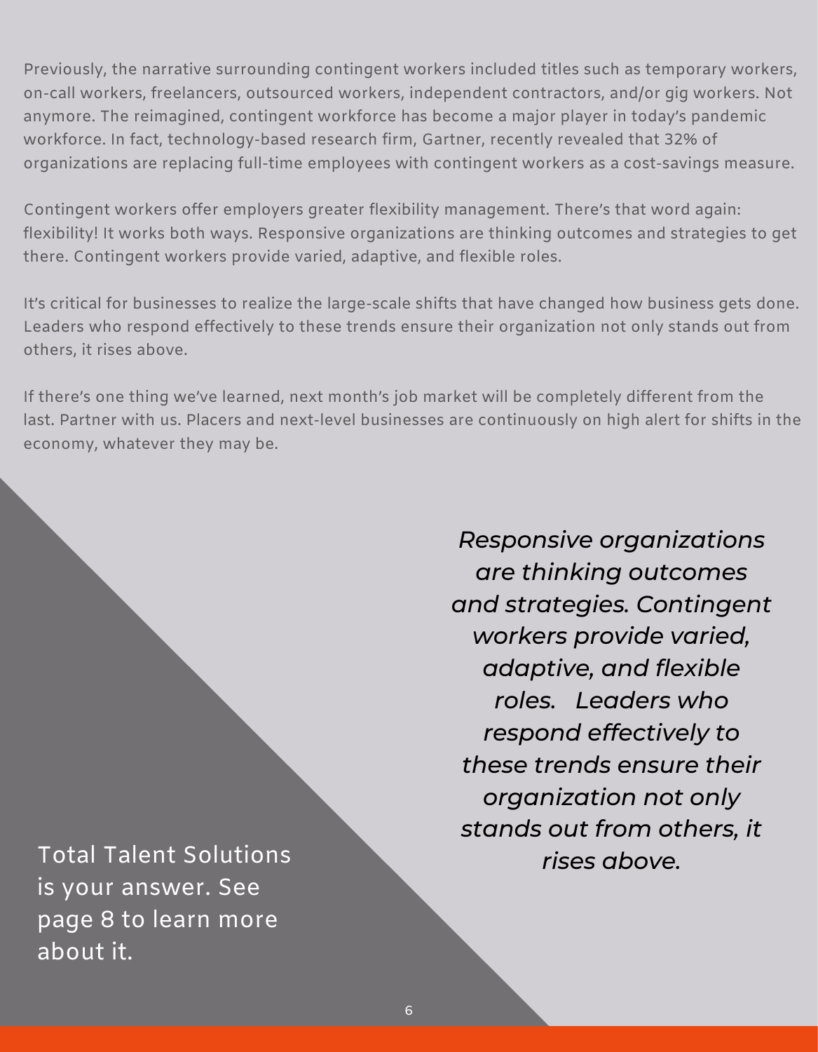Previously, the narrative surrounding contingent workers included titles such as temporary workers, on-call workers, freelancers, outsourced workers, independent contractors, and/or gig workers. Not anymore. The reimagined, contingent workforce has become a major player in today's pandemic workforce. In fact, technology-based research firm, Gartner, recently revealed that 32% of organizations are replacing full-time employees with contingent workers as a cost-savings measure.

Contingent workers offer employers greater flexibility management. There's that word again: flexibility! It works both ways. Responsive organizations are thinking outcomes and strategies to get there. Contingent workers provide varied, adaptive, and flexible roles.

It's critical for businesses to realize the large-scale shifts that have changed how business gets done. Leaders who respond effectively to these trends ensure their organization not only stands out from others, it rises above.

If there's one thing we've learned, next month's job market will be completely different from the last. Partner with us. Placers and next-level businesses are continuously on high alert for shifts in the economy, whatever they may be.

*Responsive organizations are thinking outcomes and strategies. Contingent workers provide varied, adaptive, and flexible roles. Leaders who respond effectively to these trends ensure their organization not only stands out from others, it rises above.*

Total Talent Solutions is your answer. See page 8 to learn more about it.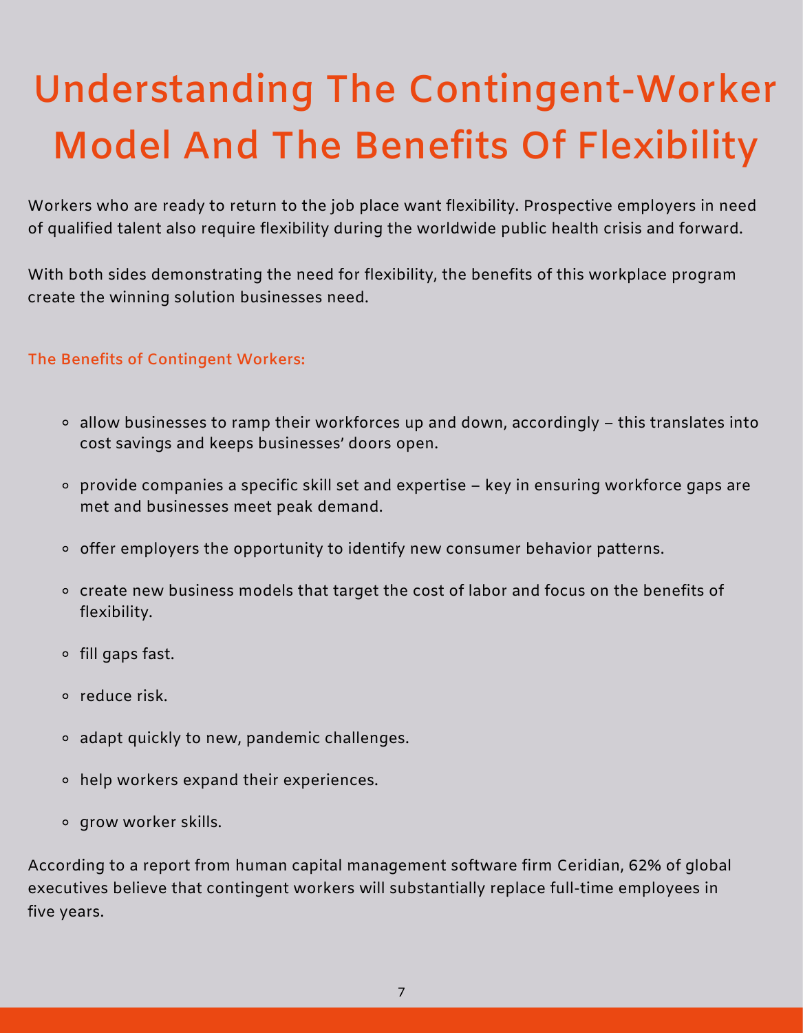# Understanding The Contingent-Worker Model And The Benefits Of Flexibility

Workers who are ready to return to the job place want flexibility. Prospective employers in need of qualified talent also require flexibility during the worldwide public health crisis and forward.

With both sides demonstrating the need for flexibility, the benefits of this workplace program create the winning solution businesses need.

### The Benefits of Contingent Workers:

- allow businesses to ramp their workforces up and down, accordingly – this translates into cost savings and keeps businesses' doors open.
- provide companies a specific skill set and expertise – key in ensuring workforce gaps are met and businesses meet peak demand.
- offer employers the opportunity to identify new consumer behavior patterns.
- create new business models that target the cost of labor and focus on the benefits of flexibility.
- fill gaps fast.
- reduce risk.
- adapt quickly to new, pandemic challenges.
- help workers expand their experiences.
- grow worker skills.

According to a report from human capital management software firm Ceridian, 62% of global executives believe that contingent workers will substantially replace full-time employees in five years.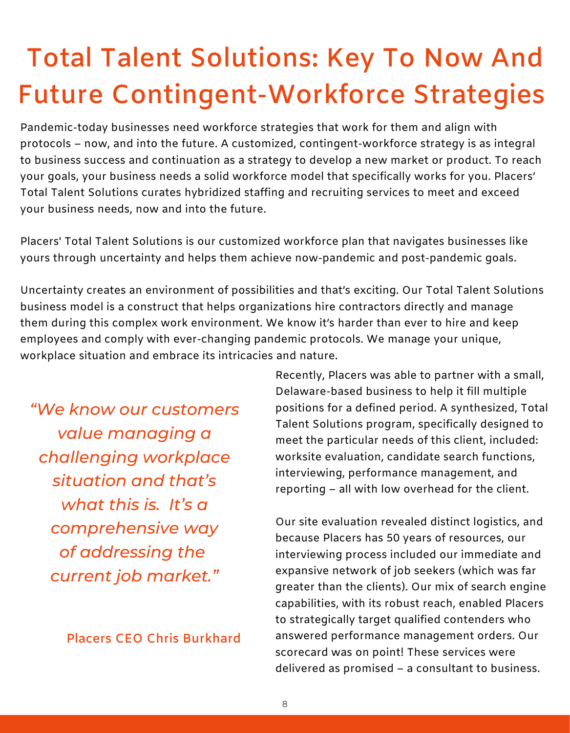# Total Talent Solutions: Key To Now And Future Contingent-Workforce Strategies

Pandemic-today businesses need workforce strategies that work for them and align with protocols – now, and into the future. A customized, contingent-workforce strategy is as integral to business success and continuation as a strategy to develop a new market or product. To reach your goals, your business needs a solid workforce model that specifically works for you. Placers' Total Talent Solutions curates hybridized staffing and recruiting services to meet and exceed your business needs, now and into the future.

Placers' Total Talent Solutions is our customized workforce plan that navigates businesses like yours through uncertainty and helps them achieve now-pandemic and post-pandemic goals.

Uncertainty creates an environment of possibilities and that's exciting. Our Total Talent Solutions business model is a construct that helps organizations hire contractors directly and manage them during this complex work environment. We know it's harder than ever to hire and keep employees and comply with ever-changing pandemic protocols. We manage your unique, workplace situation and embrace its intricacies and nature.

*"We know our customers value managing a challenging workplace situation and that's what this is. It's a comprehensive way of addressing the current job market."*

Placers CEO Chris Burkhard

Recently, Placers was able to partner with a small, Delaware-based business to help it fill multiple positions for a defined period. A synthesized, Total Talent Solutions program, specifically designed to meet the particular needs of this client, included: worksite evaluation, candidate search functions, interviewing, performance management, and reporting – all with low overhead for the client.

Our site evaluation revealed distinct logistics, and because Placers has 50 years of resources, our interviewing process included our immediate and expansive network of job seekers (which was far greater than the clients). Our mix of search engine capabilities, with its robust reach, enabled Placers to strategically target qualified contenders who answered performance management orders. Our scorecard was on point! These services were delivered as promised – a consultant to business.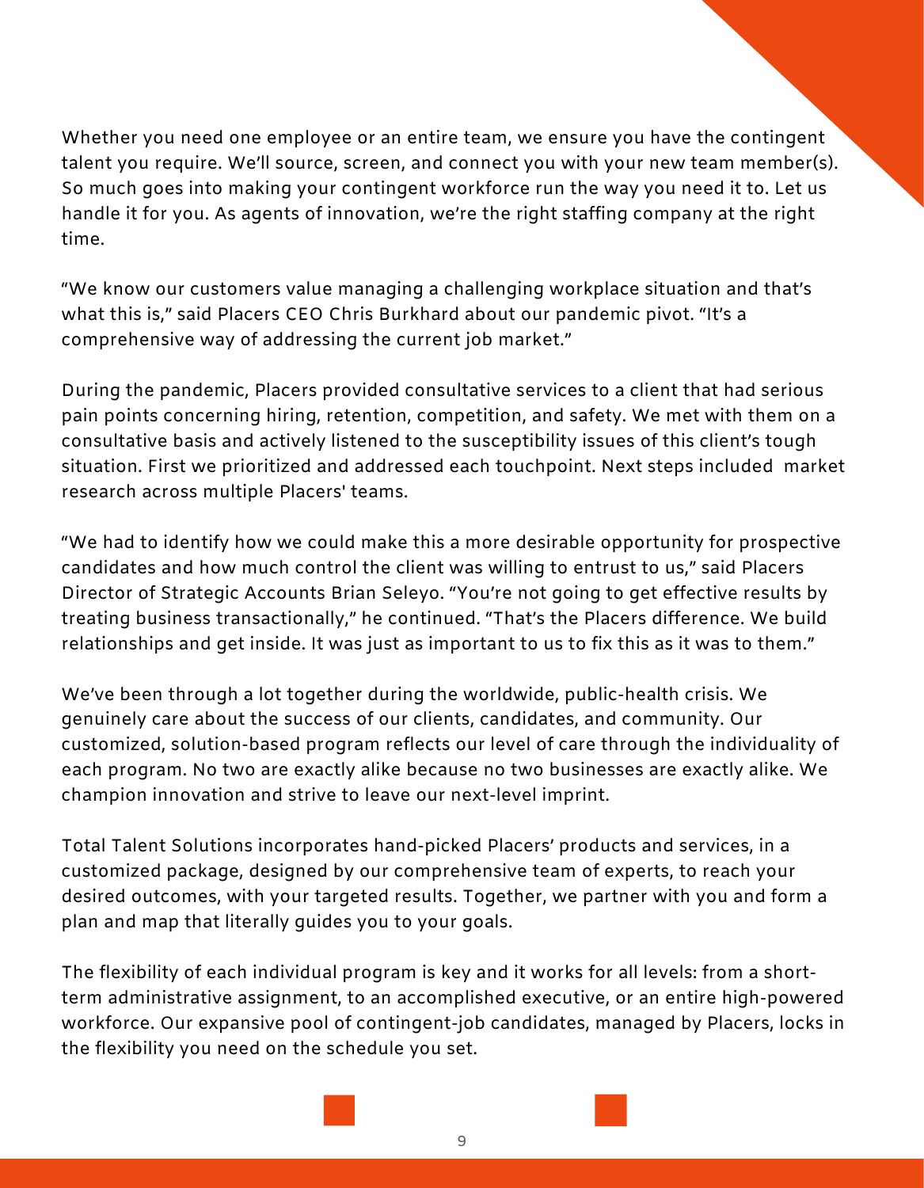Whether you need one employee or an entire team, we ensure you have the contingent talent you require. We'll source, screen, and connect you with your new team member(s). So much goes into making your contingent workforce run the way you need it to. Let us handle it for you. As agents of innovation, we're the right staffing company at the right time.

"We know our customers value managing a challenging workplace situation and that's what this is," said Placers CEO Chris Burkhard about our pandemic pivot. "It's a comprehensive way of addressing the current job market."

During the pandemic, Placers provided consultative services to a client that had serious pain points concerning hiring, retention, competition, and safety. We met with them on a consultative basis and actively listened to the susceptibility issues of this client's tough situation. First we prioritized and addressed each touchpoint. Next steps included market research across multiple Placers' teams.

"We had to identify how we could make this a more desirable opportunity for prospective candidates and how much control the client was willing to entrust to us," said Placers Director of Strategic Accounts Brian Seleyo. "You're not going to get effective results by treating business transactionally," he continued. "That's the Placers difference. We build relationships and get inside. It was just as important to us to fix this as it was to them."

We've been through a lot together during the worldwide, public-health crisis. We genuinely care about the success of our clients, candidates, and community. Our customized, solution-based program reflects our level of care through the individuality of each program. No two are exactly alike because no two businesses are exactly alike. We champion innovation and strive to leave our next-level imprint.

Total Talent Solutions incorporates hand-picked Placers' products and services, in a customized package, designed by our comprehensive team of experts, to reach your desired outcomes, with your targeted results. Together, we partner with you and form a plan and map that literally guides you to your goals.

The flexibility of each individual program is key and it works for all levels: from a short-term administrative assignment, to an accomplished executive, or an entire high-powered workforce. Our expansive pool of contingent-job candidates, managed by Placers, locks in the flexibility you need on the schedule you set.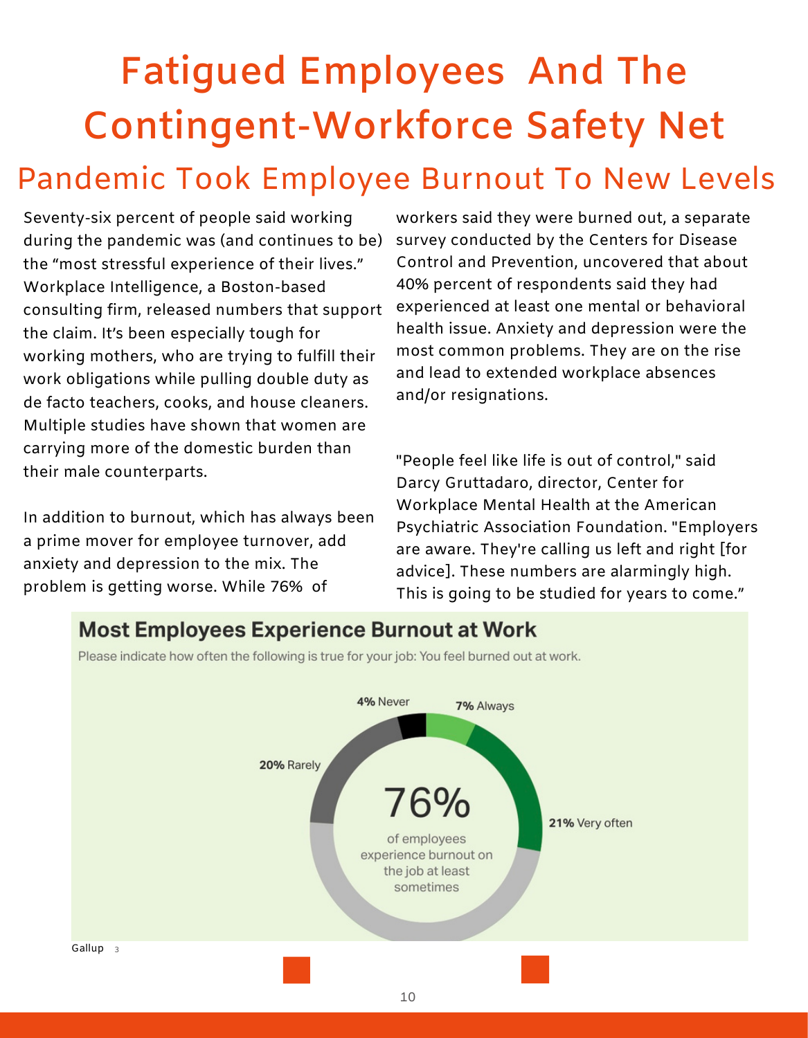# Fatigued Employees And The Contingent-Workforce Safety Net

## Pandemic Took Employee Burnout To New Levels

Seventy-six percent of people said working during the pandemic was (and continues to be) the "most stressful experience of their lives." Workplace Intelligence, a Boston-based consulting firm, released numbers that support the claim. It's been especially tough for working mothers, who are trying to fulfill their work obligations while pulling double duty as de facto teachers, cooks, and house cleaners. Multiple studies have shown that women are carrying more of the domestic burden than their male counterparts.

In addition to burnout, which has always been a prime mover for employee turnover, add anxiety and depression to the mix. The problem is getting worse. While 76% of workers said they were burned out, a separate survey conducted by the Centers for Disease Control and Prevention, uncovered that about 40% percent of respondents said they had experienced at least one mental or behavioral health issue. Anxiety and depression were the most common problems. They are on the rise and lead to extended workplace absences and/or resignations.

"People feel like life is out of control," said Darcy Gruttadaro, director, Center for Workplace Mental Health at the American Psychiatric Association Foundation. "Employers are aware. They're calling us left and right [for advice]. These numbers are alarmingly high. This is going to be studied for years to come."

**Most Employees Experience Burnout at Work**

Please indicate how often the following is true for your job: You feel burned out at work.

| Response | Percent |
| --- | --- |
| Always | 7% |
| Very often | 21% |
| Sometimes | 48% |
| Rarely | 20% |
| Never | 4% |

76% of employees experience burnout on the job at least sometimes

Gallup [3]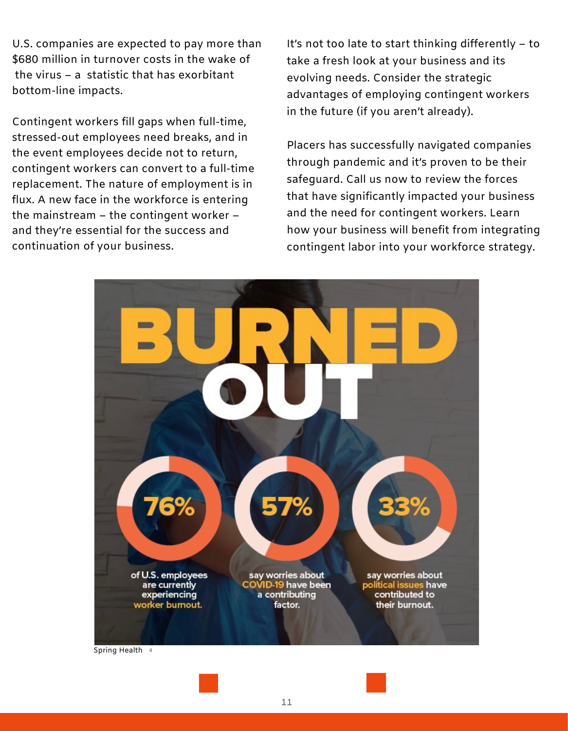U.S. companies are expected to pay more than $680 million in turnover costs in the wake of the virus – a statistic that has exorbitant bottom-line impacts.

Contingent workers fill gaps when full-time, stressed-out employees need breaks, and in the event employees decide not to return, contingent workers can convert to a full-time replacement. The nature of employment is in flux. A new face in the workforce is entering the mainstream – the contingent worker – and they're essential for the success and continuation of your business.

It's not too late to start thinking differently – to take a fresh look at your business and its evolving needs. Consider the strategic advantages of employing contingent workers in the future (if you aren't already).

Placers has successfully navigated companies through pandemic and it's proven to be their safeguard. Call us now to review the forces that have significantly impacted your business and the need for contingent workers. Learn how your business will benefit from integrating contingent labor into your workforce strategy.

**BURNED OUT**

**76%** of U.S. employees are currently experiencing worker burnout.

**57%** say worries about COVID-19 have been a contributing factor.

**33%** say worries about political issues have contributed to their burnout.

Spring Health [4]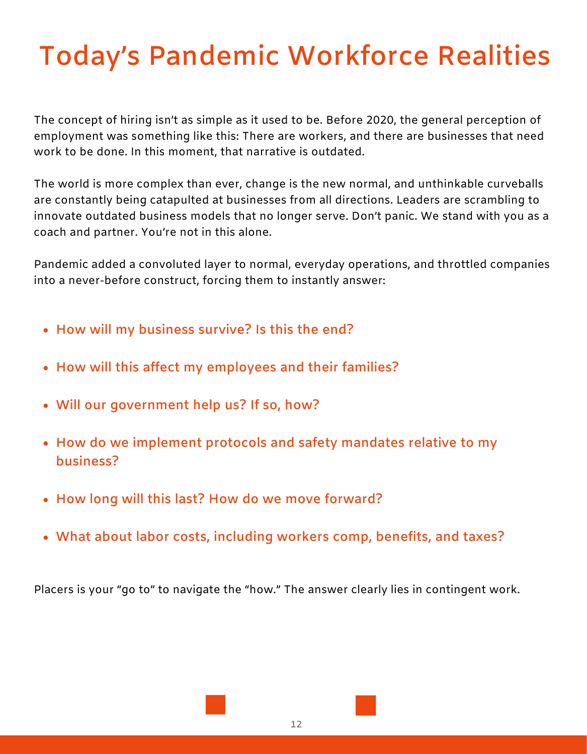# Today's Pandemic Workforce Realities

The concept of hiring isn't as simple as it used to be. Before 2020, the general perception of employment was something like this: There are workers, and there are businesses that need work to be done. In this moment, that narrative is outdated.

The world is more complex than ever, change is the new normal, and unthinkable curveballs are constantly being catapulted at businesses from all directions. Leaders are scrambling to innovate outdated business models that no longer serve. Don't panic. We stand with you as a coach and partner. You're not in this alone.

Pandemic added a convoluted layer to normal, everyday operations, and throttled companies into a never-before construct, forcing them to instantly answer:

- **How will my business survive? Is this the end?**
- **How will this affect my employees and their families?**
- **Will our government help us? If so, how?**
- **How do we implement protocols and safety mandates relative to my business?**
- **How long will this last? How do we move forward?**
- **What about labor costs, including workers comp, benefits, and taxes?**

Placers is your "go to" to navigate the "how." The answer clearly lies in contingent work.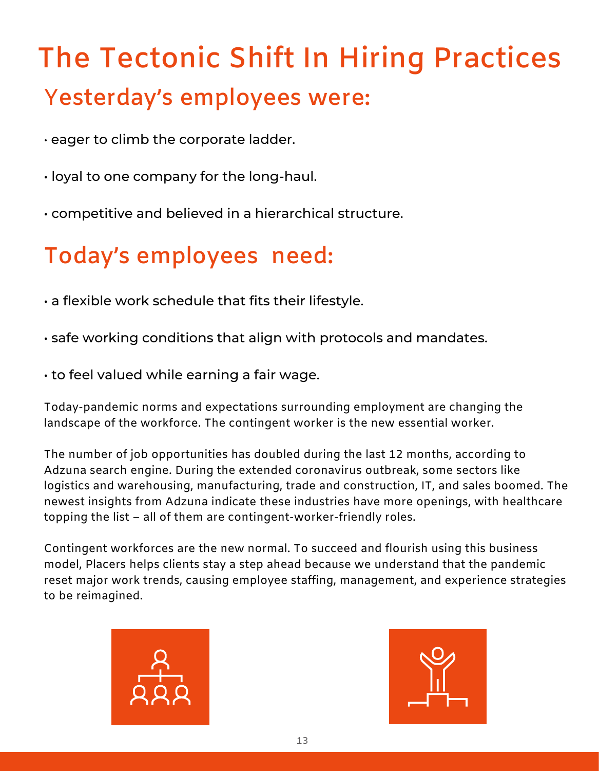# The Tectonic Shift In Hiring Practices

## Yesterday's employees were:

- eager to climb the corporate ladder.
- loyal to one company for the long-haul.
- competitive and believed in a hierarchical structure.

## Today's employees need:

- a flexible work schedule that fits their lifestyle.
- safe working conditions that align with protocols and mandates.
- to feel valued while earning a fair wage.

Today-pandemic norms and expectations surrounding employment are changing the landscape of the workforce. The contingent worker is the new essential worker.

The number of job opportunities has doubled during the last 12 months, according to Adzuna search engine. During the extended coronavirus outbreak, some sectors like logistics and warehousing, manufacturing, trade and construction, IT, and sales boomed. The newest insights from Adzuna indicate these industries have more openings, with healthcare topping the list – all of them are contingent-worker-friendly roles.

Contingent workforces are the new normal. To succeed and flourish using this business model, Placers helps clients stay a step ahead because we understand that the pandemic reset major work trends, causing employee staffing, management, and experience strategies to be reimagined.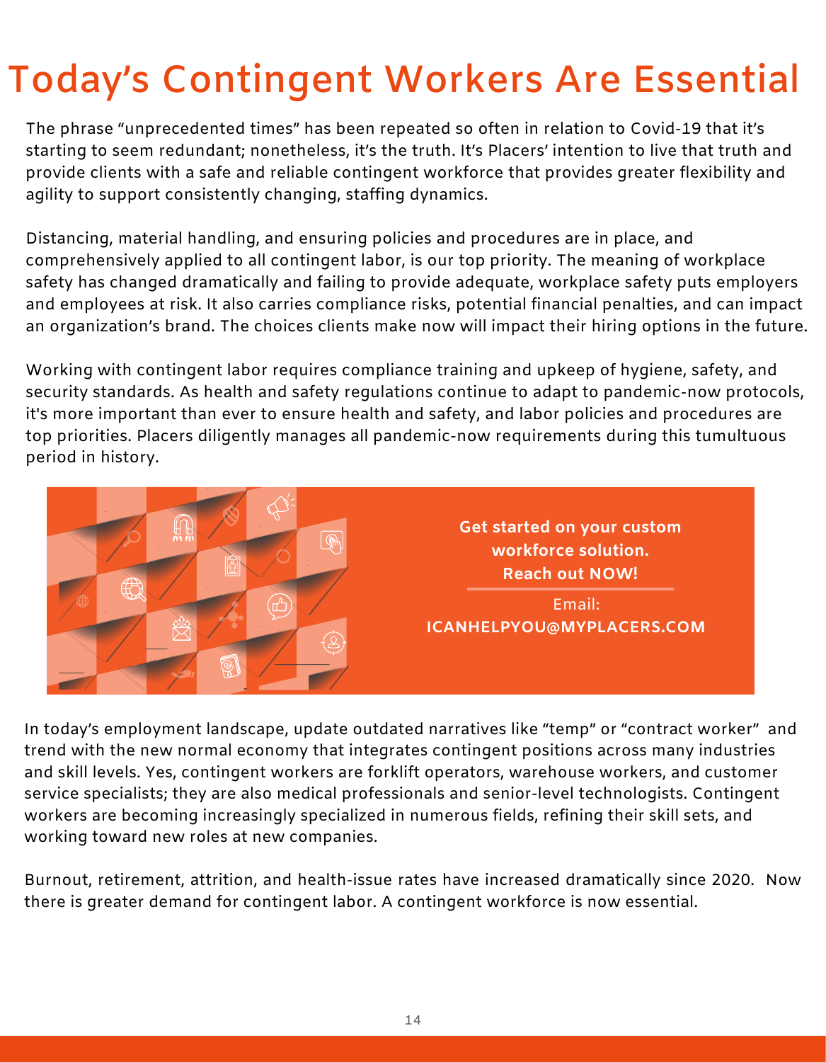# Today's Contingent Workers Are Essential

The phrase "unprecedented times" has been repeated so often in relation to Covid-19 that it's starting to seem redundant; nonetheless, it's the truth. It's Placers' intention to live that truth and provide clients with a safe and reliable contingent workforce that provides greater flexibility and agility to support consistently changing, staffing dynamics.

Distancing, material handling, and ensuring policies and procedures are in place, and comprehensively applied to all contingent labor, is our top priority. The meaning of workplace safety has changed dramatically and failing to provide adequate, workplace safety puts employers and employees at risk. It also carries compliance risks, potential financial penalties, and can impact an organization's brand. The choices clients make now will impact their hiring options in the future.

Working with contingent labor requires compliance training and upkeep of hygiene, safety, and security standards. As health and safety regulations continue to adapt to pandemic-now protocols, it's more important than ever to ensure health and safety, and labor policies and procedures are top priorities. Placers diligently manages all pandemic-now requirements during this tumultuous period in history.

**Get started on your custom workforce solution. Reach out NOW!**

Email:
**ICANHELPYOU@MYPLACERS.COM**

In today's employment landscape, update outdated narratives like "temp" or "contract worker" and trend with the new normal economy that integrates contingent positions across many industries and skill levels. Yes, contingent workers are forklift operators, warehouse workers, and customer service specialists; they are also medical professionals and senior-level technologists. Contingent workers are becoming increasingly specialized in numerous fields, refining their skill sets, and working toward new roles at new companies.

Burnout, retirement, attrition, and health-issue rates have increased dramatically since 2020. Now there is greater demand for contingent labor. A contingent workforce is now essential.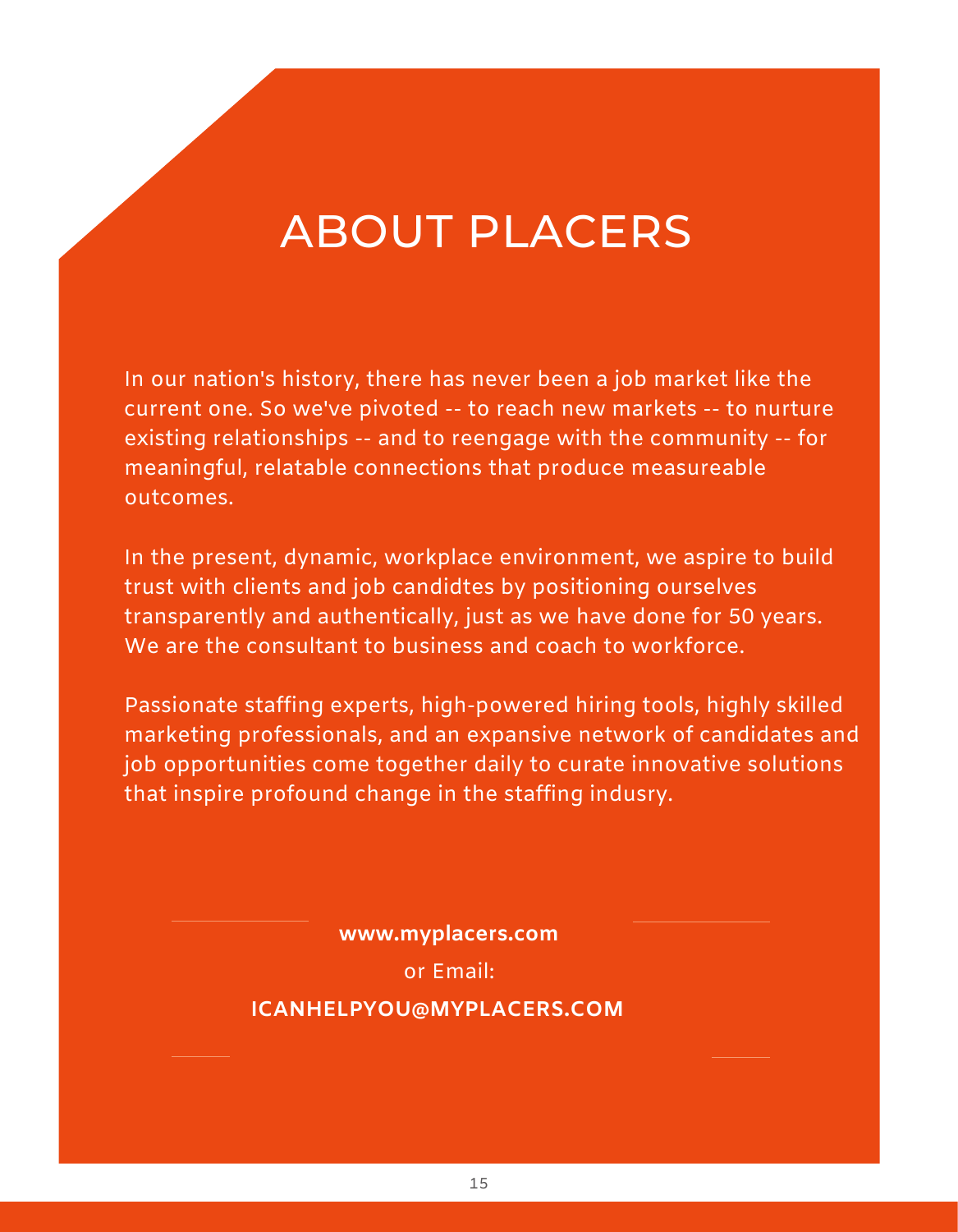# ABOUT PLACERS

In our nation's history, there has never been a job market like the current one. So we've pivoted -- to reach new markets -- to nurture existing relationships -- and to reengage with the community -- for meaningful, relatable connections that produce measureable outcomes.

In the present, dynamic, workplace environment, we aspire to build trust with clients and job candidtes by positioning ourselves transparently and authentically, just as we have done for 50 years. We are the consultant to business and coach to workforce.

Passionate staffing experts, high-powered hiring tools, highly skilled marketing professionals, and an expansive network of candidates and job opportunities come together daily to curate innovative solutions that inspire profound change in the staffing indusry.

**www.myplacers.com**

or Email:

**ICANHELPYOU@MYPLACERS.COM**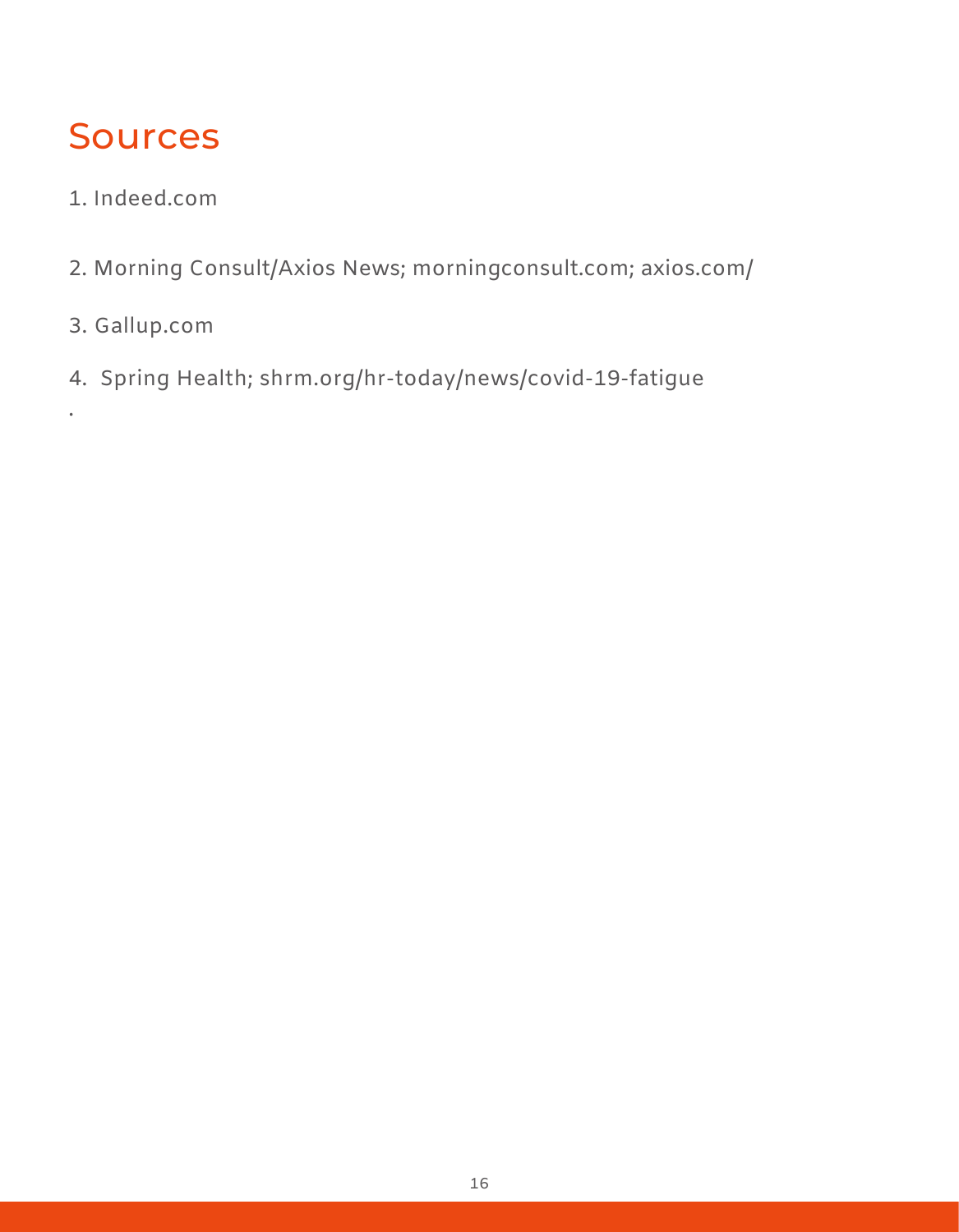# Sources

1. Indeed.com
2. Morning Consult/Axios News; morningconsult.com; axios.com/
3. Gallup.com
4. Spring Health; shrm.org/hr-today/news/covid-19-fatigue

.